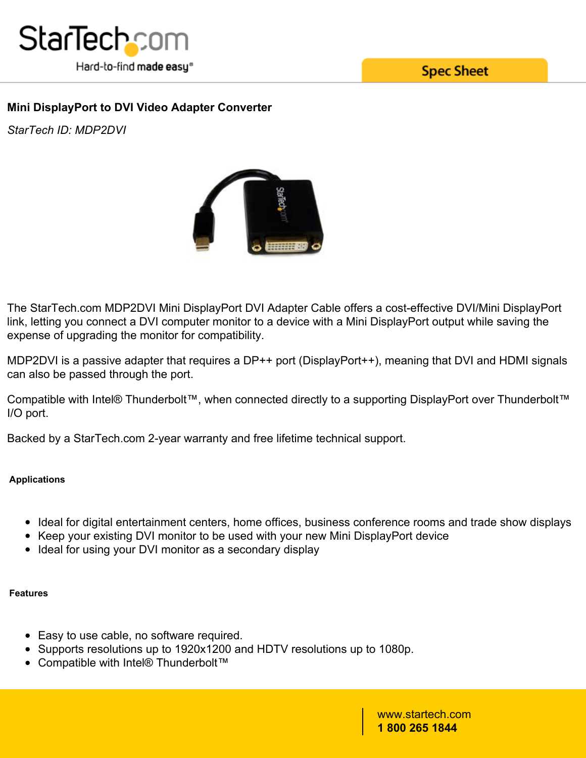# Mini DisplayPort to DVI Video Adapter Converter

*StarTech ID: MDP2DVI*

The StarTech.com MDP2DVI Mini DisplayPort DVI Adapter Cable offers a cost-effective DVI/Mini DisplayPort link, letting you connect a DVI computer monitor to a device with a Mini DisplayPort output while saving the expense of upgrading the monitor for compatibility.

MDP2DVI is a passive adapter that requires a DP++ port (DisplayPort++), meaning that DVI and HDMI signals can also be passed through the port.

Compatible with Intel® Thunderbolt™, when connected directly to a supporting DisplayPort over Thunderbolt™ I/O port.

Backed by a StarTech.com 2-year warranty and free lifetime technical support.

## Applications

- Ideal for digital entertainment centers, home offices, business conference rooms and trade show displays
- Keep your existing DVI monitor to be used with your new Mini DisplayPort device
- Ideal for using your DVI monitor as a secondary display

## Features

- Easy to use cable, no software required.
- Supports resolutions up to 1920x1200 and HDTV resolutions up to 1080p.
- Compatible with Intel® Thunderbolt™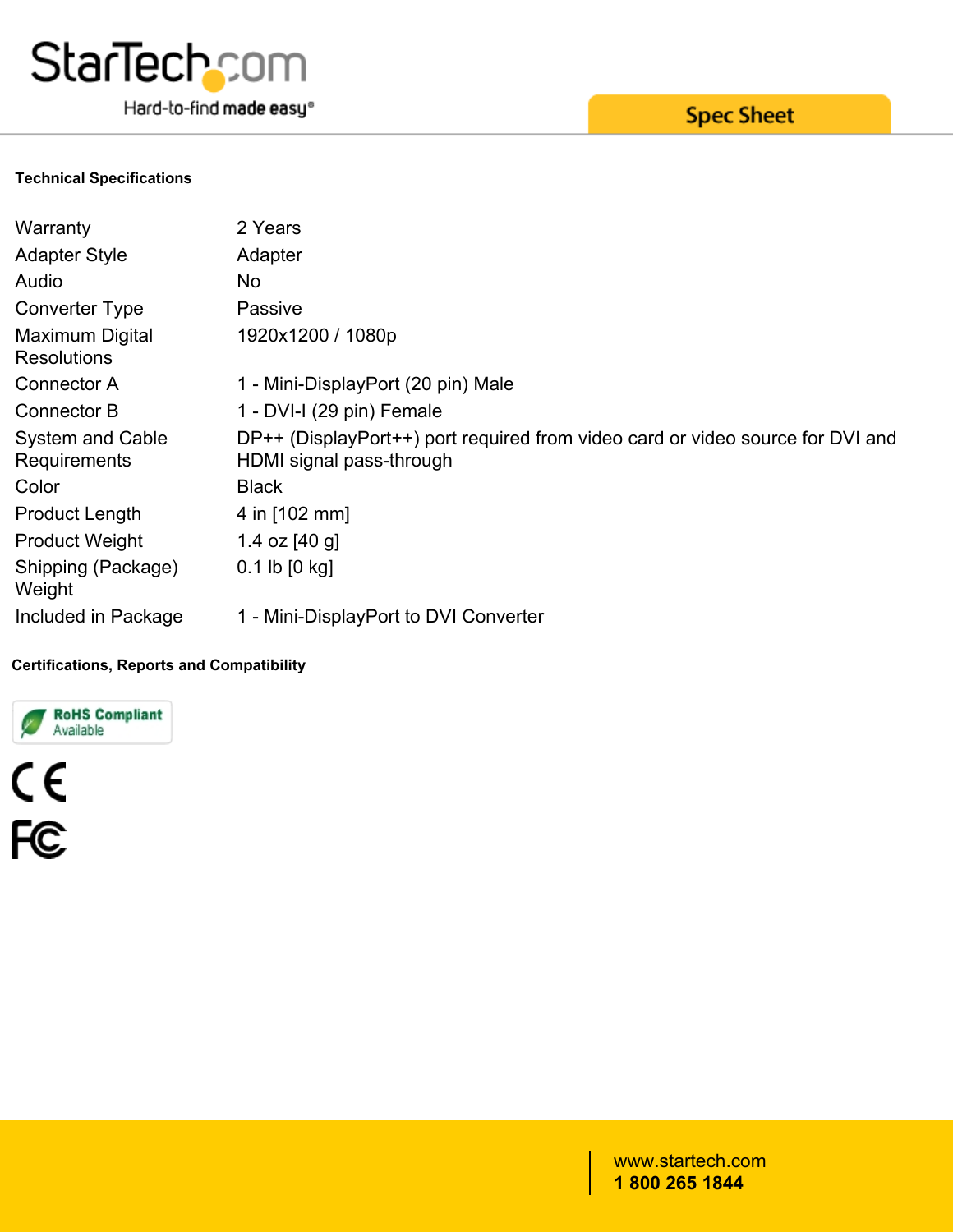## Technical Specifications

| | |
|---|---|
| Warranty | 2 Years |
| Adapter Style | Adapter |
| Audio | No |
| Converter Type | Passive |
| Maximum Digital Resolutions | 1920x1200 / 1080p |
| Connector A | 1 - Mini-DisplayPort (20 pin) Male |
| Connector B | 1 - DVI-I (29 pin) Female |
| System and Cable Requirements | DP++ (DisplayPort++) port required from video card or video source for DVI and HDMI signal pass-through |
| Color | Black |
| Product Length | 4 in [102 mm] |
| Product Weight | 1.4 oz [40 g] |
| Shipping (Package) Weight | 0.1 lb [0 kg] |
| Included in Package | 1 - Mini-DisplayPort to DVI Converter |

## Certifications, Reports and Compatibility

RoHS Compliant Available

CE

FC